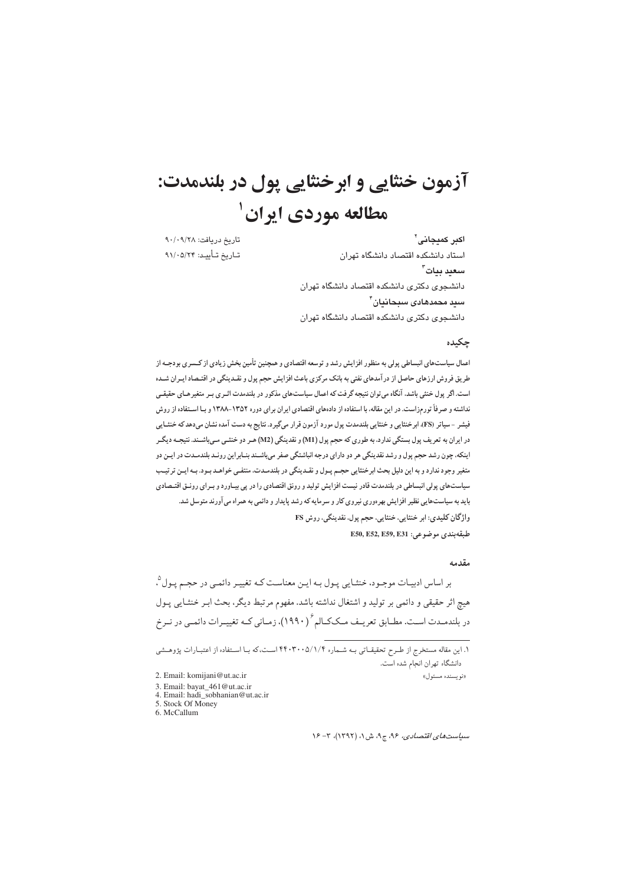# آزمون خنثایی و ابرخنثایی پول در بلندمدت: مطالعه موردی ایران[1]

تاریخ دریافت: ۹۰/۰۹/۲۸
تاریخ تأیید: ۹۱/۰۵/۲۴

**اکبر کمیجانی**[2]
استاد دانشکده اقتصاد دانشگاه تهران
**سعید بیات**[3]
دانشجوی دکتری دانشکده اقتصاد دانشگاه تهران
**سید محمدهادی سبحانیان**[4]
دانشجوی دکتری دانشکده اقتصاد دانشگاه تهران

## چکیده

اعمال سیاست‌های انبساطی پولی به منظور افزایش رشد و توسعه اقتصادی و همچنین تأمین بخش زیادی از کسری بودجه از طریق فروش ارزهای حاصل از درآمدهای نفتی به بانک مرکزی باعث افزایش حجم پول و نقدینگی در اقتصاد ایران شده است. اگر پول خنثی باشد، آنگاه می‌توان نتیجه گرفت که اعمال سیاست‌های مذکور در بلندمدت اثری بر متغیرهای حقیقی نداشته و صرفاً تورم‌زاست. در این مقاله، با استفاده از داده‌های اقتصادی ایران برای دوره ۱۳۵۲-۱۳۸۸ و با استفاده از روش فیشر - سیاتر (FS)، ابرخنثایی و خنثایی بلندمدت پول مورد آزمون قرار می‌گیرد. نتایج به دست آمده نشان می‌دهد که خنثایی در ایران به تعریف پول بستگی ندارد، به طوری که حجم پول (M1) و نقدینگی (M2) هر دو خنثی می‌باشند. نتیجه دیگر اینکه، چون رشد حجم پول و رشد نقدینگی هر دو دارای درجه انباشتگی صفر می‌باشند بنابراین روند بلندمدت در این دو متغیر وجود ندارد و به این دلیل بحث ابرخنثایی حجم پول و نقدینگی در بلندمدت، منتفی خواهد بود. به این ترتیب سیاست‌های پولی انبساطی در بلندمدت قادر نیست افزایش تولید و رونق اقتصادی را در پی بیاورد و برای رونق اقتصادی باید به سیاست‌هایی نظیر افزایش بهره‌وری نیروی کار و سرمایه که رشد پایدار و دائمی به همراه می‌آورند متوسل شد.

**واژگان کلیدی:** ابر خنثایی، خنثایی، حجم پول، نقدینگی، روش FS

**طبقه‌بندی موضوعی:** E50, E52, E59, E31

## مقدمه

بر اساس ادبیات موجود، خنثایی پول به این معناست که تغییر دائمی در حجم پول[5]، هیچ اثر حقیقی و دائمی بر تولید و اشتغال نداشته باشد. مفهوم مرتبط دیگر، بحث ابر خنثایی پول در بلندمدت است. مطابق تعریف مک‌کالم[6] (۱۹۹۰)، زمانی که تغییرات دائمی در نرخ

---

۱. این مقاله مستخرج از طرح تحقیقاتی به شماره ۴۴۰۳۰۰۵/۱/۴ است، که با استفاده از اعتبارات پژوهشی دانشگاه تهران انجام شده است.

2. Email: komijani@ut.ac.ir «نویسنده مسئول»
3. Email: bayat_461@ut.ac.ir
4. Email: hadi_sobhanian@ut.ac.ir
5. Stock Of Money
6. McCallum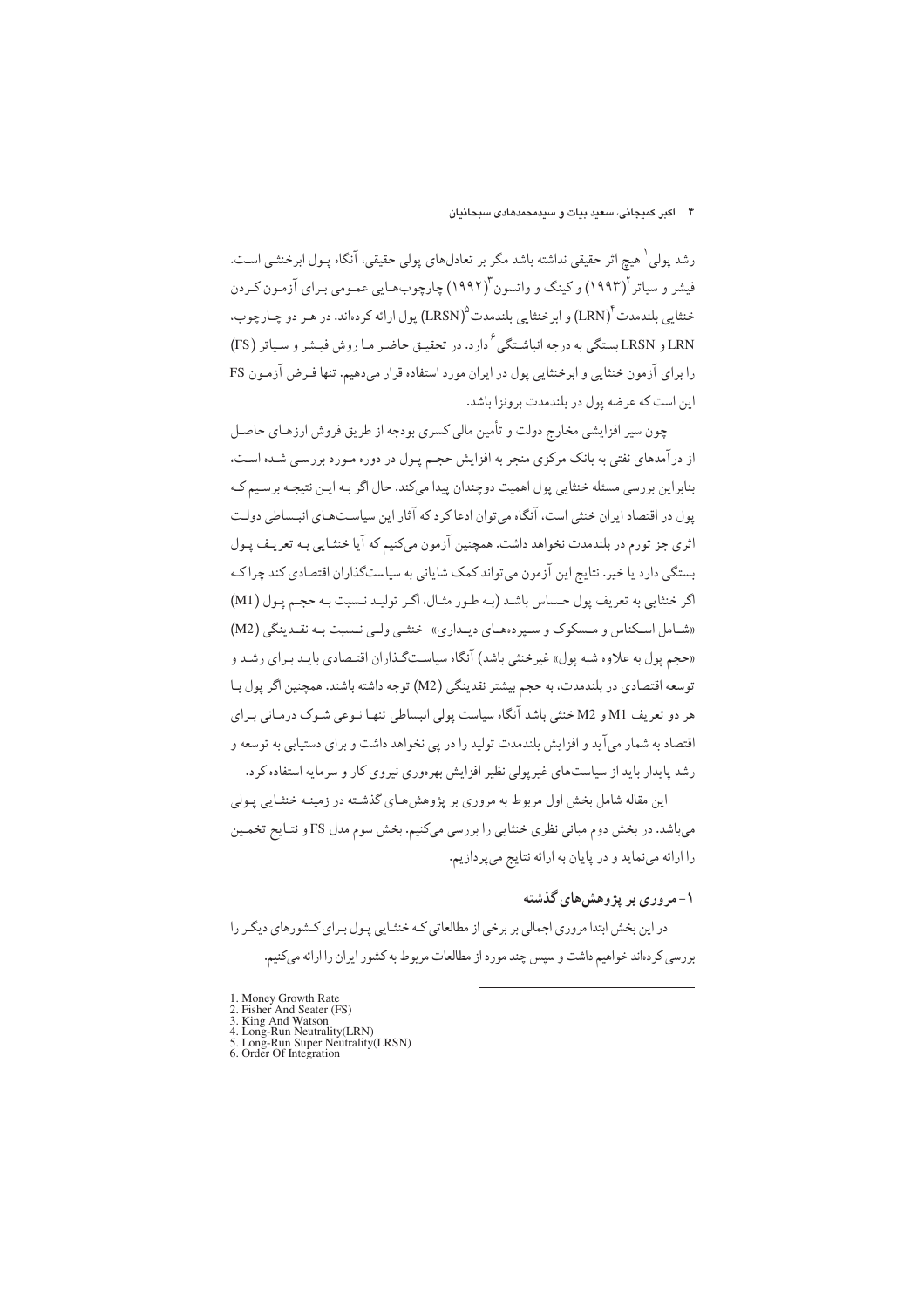رشد پولی[1] هیچ اثر حقیقی نداشته باشد مگر بر تعادل‌های پولی حقیقی، آنگاه پـول ابرخنثـی اسـت. فیشر و سیاتر[2](۱۹۹۳) و کینگ و واتسون[3](۱۹۹۲) چارچوب‌هـایی عمـومی بـرای آزمـون کـردن خنثایی بلندمدت[4](LRN) و ابرخنثایی بلندمدت[5](LRSN) پول ارائه کرده‌اند. در هـر دو چـارچوب، LRN و LRSN بستگی به درجه انباشـتگی[6] دارد. در تحقیـق حاضـر مـا روش فیـشر و سـیاتر (FS) را برای آزمون خنثایی و ابرخنثایی پول در ایران مورد استفاده قرار می‌دهیم. تنها فـرض آزمـون FS این است که عرضه پول در بلندمدت برونزا باشد.

چون سیر افزایشی مخارج دولت و تأمین مالی کسری بودجه از طریق فروش ارزهـای حاصـل از درآمدهای نفتی به بانک مرکزی منجر به افزایش حجـم پـول در دوره مـورد بررسـی شـده اسـت، بنابراین بررسی مسئله خنثایی پول اهمیت دوچندان پیدا می‌کند. حال اگر بـه ایـن نتیجـه برسـیم کـه پول در اقتصاد ایران خنثی است، آنگاه می‌توان ادعا کرد که آثار این سیاسـت‌هـای انبـساطی دولـت اثری جز تورم در بلندمدت نخواهد داشت. همچنین آزمون می‌کنیم که آیا خنثـایی بـه تعریـف پـول بستگی دارد یا خیر. نتایج این آزمون می‌تواند کمک شایانی به سیاستگذاران اقتصادی کند چراکـه اگر خنثایی به تعریف پول حساس باشـد (بـه طـور مثـال، اگـر تولیـد نـسبت بـه حجـم پـول (M1) «شـامل اسـکناس و مـسکوک و سـپرده‌هـای دیـداری» خنثـی ولـی نـسبت بـه نقـدینگی (M2) «حجم پول به علاوه شبه پول» غیرخنثی باشد) آنگاه سیاسـتگـذاران اقتـصادی بایـد بـرای رشـد و توسعه اقتصادی در بلندمدت، به حجم بیشتر نقدینگی (M2) توجه داشته باشند. همچنین اگر پول بـا هر دو تعریف M1 و M2 خنثی باشد آنگاه سیاست پولی انبساطی تنهـا نـوعی شـوک درمـانی بـرای اقتصاد به شمار می‌آید و افزایش بلندمدت تولید را در پی نخواهد داشت و برای دستیابی به توسعه و رشد پایدار باید از سیاست‌های غیرپولی نظیر افزایش بهره‌وری نیروی کار و سرمایه استفاده کرد.

این مقاله شامل بخش اول مربوط به مروری بر پژوهش‌هـای گذشـته در زمینـه خنثـایی پـولی می‌باشد. در بخش دوم مبانی نظری خنثایی را بررسی می‌کنیم. بخش سوم مدل FS و نتـایج تخمـین را ارائه می‌نماید و در پایان به ارائه نتایج می‌پردازیم.

## ۱- مروری بر پژوهش‌های گذشته

در این بخش ابتدا مروری اجمالی بر برخی از مطالعاتی کـه خنثـایی پـول بـرای کـشورهای دیگـر را بررسی کرده‌اند خواهیم داشت و سپس چند مورد از مطالعات مربوط به کشور ایران را ارائه می‌کنیم.

---

1. Money Growth Rate
2. Fisher And Seater (FS)
3. King And Watson
4. Long-Run Neutrality(LRN)
5. Long-Run Super Neutrality(LRSN)
6. Order Of Integration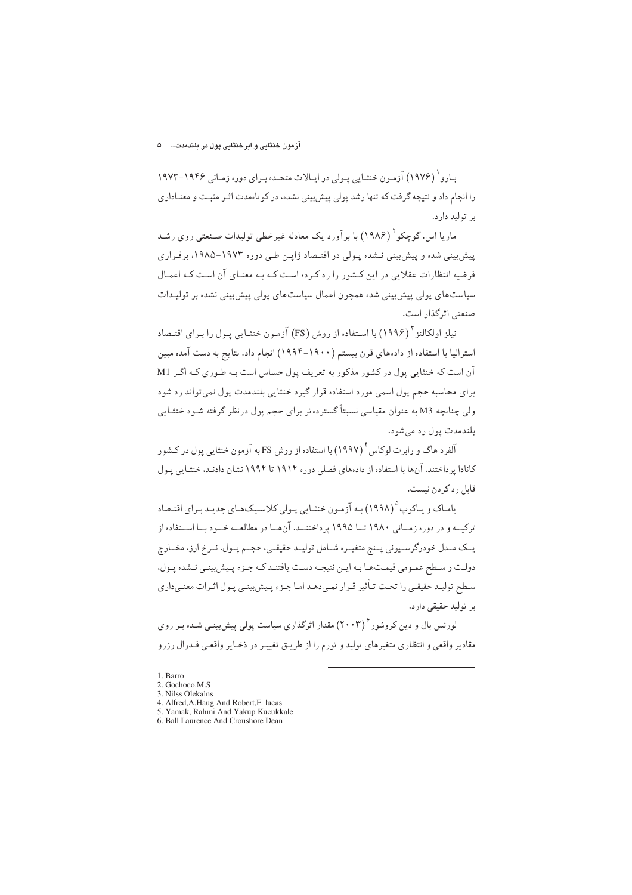بارو[1] (۱۹۷۶) آزمون خنثایی پولی در ایالات متحده برای دوره زمانی ۱۹۴۶-۱۹۷۳ را انجام داد و نتیجه گرفت که تنها رشد پولی پیش‌بینی نشده، در کوتاه‌مدت اثر مثبت و معناداری بر تولید دارد.

ماریا اس. گوچکو[2] (۱۹۸۶) با برآورد یک معادله غیرخطی تولیدات صنعتی روی رشد پیش‌بینی شده و پیش‌بینی نشده پولی در اقتصاد ژاپن طی دوره ۱۹۷۳-۱۹۸۵، برقراری فرضیه انتظارات عقلایی در این کشور را رد کرده است که به معنای آن است که اعمال سیاست‌های پولی پیش‌بینی شده همچون اعمال سیاست‌های پولی پیش‌بینی نشده بر تولیدات صنعتی اثرگذار است.

نیلز اولکالنز[3] (۱۹۹۶) با استفاده از روش (FS) آزمون خنثایی پول را برای اقتصاد استرالیا با استفاده از داده‌های قرن بیستم (۱۹۰۰-۱۹۹۴) انجام داد. نتایج به دست آمده مبین آن است که خنثایی پول در کشور مذکور به تعریف پول حساس است به طوری که اگر M1 برای محاسبه حجم پول اسمی مورد استفاده قرار گیرد خنثایی بلندمدت پول نمی‌تواند رد شود ولی چنانچه M3 به عنوان مقیاسی نسبتاً گسترده‌تر برای حجم پول درنظر گرفته شود خنثایی بلندمدت پول رد می‌شود.

آلفرد هاگ و رابرت لوکاس[4] (۱۹۹۷) با استفاده از روش FS به آزمون خنثایی پول در کشور کانادا پرداختند. آن‌ها با استفاده از داده‌های فصلی دوره ۱۹۱۴ تا ۱۹۹۴ نشان دادند، خنثایی پول قابل رد کردن نیست.

یاماک و یاکوپ[5] (۱۹۹۸) به آزمون خنثایی پولی کلاسیک‌های جدید برای اقتصاد ترکیه و در دوره زمانی ۱۹۸۰ تا ۱۹۹۵ پرداختند. آن‌ها در مطالعه خود با استفاده از یک مدل خودرگرسیونی پنج متغیره شامل تولید حقیقی، حجم پول، نرخ ارز، مخارج دولت و سطح عمومی قیمت‌ها به این نتیجه دست یافتند که جزء پیش‌بینی نشده پول، سطح تولید حقیقی را تحت تأثیر قرار نمی‌دهد اما جزء پیش‌بینی پول اثرات معنی‌داری بر تولید حقیقی دارد.

لورنس بال و دین کروشور[6] (۲۰۰۳) مقدار اثرگذاری سیاست پولی پیش‌بینی شده بر روی مقادیر واقعی و انتظاری متغیرهای تولید و تورم را از طریق تغییر در ذخایر واقعی فدرال رزرو

---

1. Barro
2. Gochoco.M.S
3. Nilss Olekalns
4. Alfred,A.Haug And Robert,F. lucas
5. Yamak, Rahmi And Yakup Kucukkale
6. Ball Laurence And Croushore Dean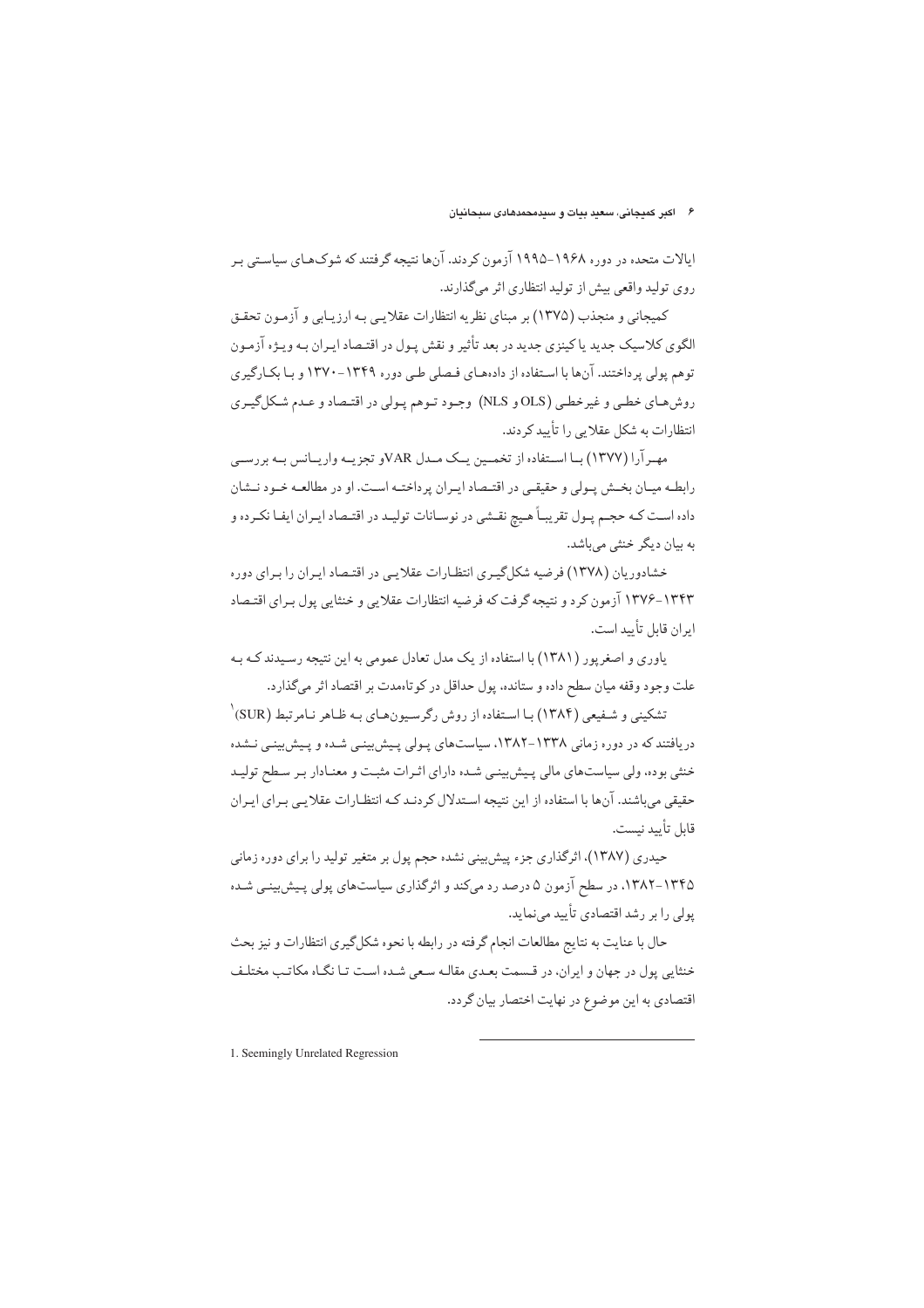ایالات متحده در دوره ۱۹۶۸-۱۹۹۵ آزمون کردند. آن‌ها نتیجه گرفتند که شوک‌های سیاستی بر روی تولید واقعی بیش از تولید انتظاری اثر می‌گذارند.

کمیجانی و منجذب (۱۳۷۵) بر مبنای نظریه انتظارات عقلایی به ارزیابی و آزمون تحقق الگوی کلاسیک جدید یا کینزی جدید در بعد تأثیر و نقش پول در اقتصاد ایران به ویژه آزمون توهم پولی پرداختند. آن‌ها با استفاده از داده‌های فصلی طی دوره ۱۳۴۹-۱۳۷۰ و با بکارگیری روش‌های خطی و غیرخطی (OLS و NLS) وجود توهم پولی در اقتصاد و عدم شکل‌گیری انتظارات به شکل عقلایی را تأیید کردند.

مهرآرا (۱۳۷۷) با استفاده از تخمین یک مدل VARو تجزیه واریانس به بررسی رابطه میان بخش پولی و حقیقی در اقتصاد ایران پرداخته است. او در مطالعه خود نشان داده است که حجم پول تقریباً هیچ نقشی در نوسانات تولید در اقتصاد ایران ایفا نکرده و به بیان دیگر خنثی می‌باشد.

خشادوریان (۱۳۷۸) فرضیه شکل‌گیری انتظارات عقلایی در اقتصاد ایران را برای دوره ۱۳۴۳-۱۳۷۶ آزمون کرد و نتیجه گرفت که فرضیه انتظارات عقلایی و خنثایی پول برای اقتصاد ایران قابل تأیید است.

یاوری و اصغرپور (۱۳۸۱) با استفاده از یک مدل تعادل عمومی به این نتیجه رسیدند که به علت وجود وقفه میان سطح داده و ستانده، پول حداقل در کوتاه‌مدت بر اقتصاد اثر می‌گذارد.

تشکینی و شفیعی (۱۳۸۴) با استفاده از روش رگرسیون‌های به ظاهر نامرتبط (SUR)[1] دریافتند که در دوره زمانی ۱۳۳۸-۱۳۸۲، سیاست‌های پولی پیش‌بینی شده و پیش‌بینی نشده خنثی بوده، ولی سیاست‌های مالی پیش‌بینی شده دارای اثرات مثبت و معنادار بر سطح تولید حقیقی می‌باشند. آن‌ها با استفاده از این نتیجه استدلال کردند که انتظارات عقلایی برای ایران قابل تأیید نیست.

حیدری (۱۳۸۷)، اثرگذاری جزء پیش‌بینی نشده حجم پول بر متغیر تولید را برای دوره زمانی ۱۳۴۵-۱۳۸۲، در سطح آزمون ۵ درصد رد می‌کند و اثرگذاری سیاست‌های پولی پیش‌بینی شده پولی را بر رشد اقتصادی تأیید می‌نماید.

حال با عنایت به نتایج مطالعات انجام گرفته در رابطه با نحوه شکل‌گیری انتظارات و نیز بحث خنثایی پول در جهان و ایران، در قسمت بعدی مقاله سعی شده است تا نگاه مکاتب مختلف اقتصادی به این موضوع در نهایت اختصار بیان گردد.

---

1. Seemingly Unrelated Regression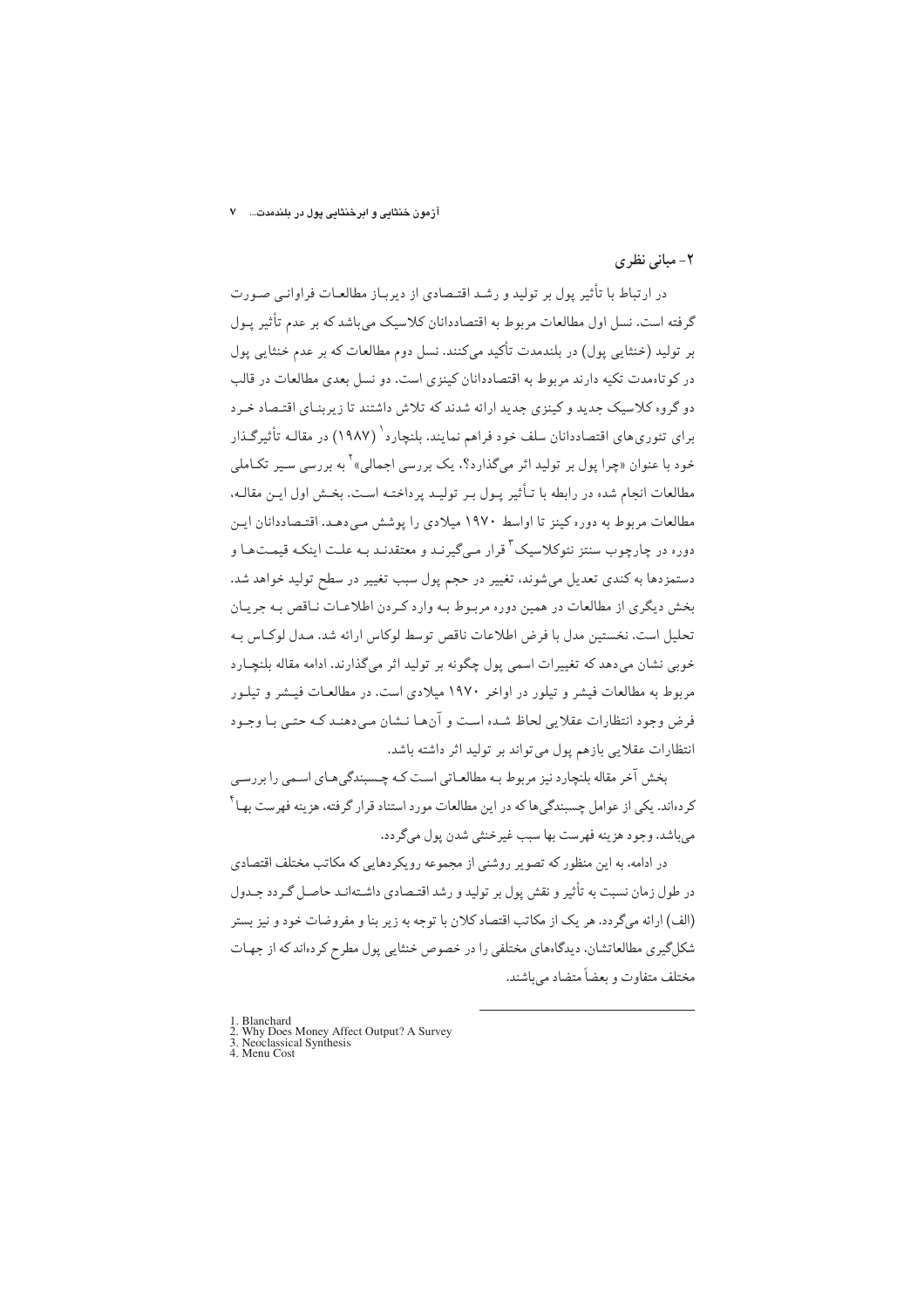## ۲- مبانی نظری

در ارتباط با تأثیر پول بر تولید و رشد اقتصادی از دیرباز مطالعات فراوانی صورت گرفته است. نسل اول مطالعات مربوط به اقتصاددانان کلاسیک می‌باشد که بر عدم تأثیر پول بر تولید (خنثایی پول) در بلندمدت تأکید می‌کنند. نسل دوم مطالعات که بر عدم خنثایی پول در کوتاه‌مدت تکیه دارند مربوط به اقتصاددانان کینزی است. دو نسل بعدی مطالعات در قالب دو گروه کلاسیک جدید و کینزی جدید ارائه شدند که تلاش داشتند تا زیربنای اقتصاد خرد برای تئوری‌های اقتصاددانان سلف خود فراهم نمایند. بلنچارد[1] (۱۹۸۷) در مقاله تأثیرگذار خود با عنوان «چرا پول بر تولید اثر می‌گذارد؟، یک بررسی اجمالی»[2] به بررسی سیر تکاملی مطالعات انجام شده در رابطه با تأثیر پول بر تولید پرداخته است. بخش اول این مقاله، مطالعات مربوط به دوره کینز تا اواسط ۱۹۷۰ میلادی را پوشش می‌دهد. اقتصاددانان این دوره در چارچوب سنتز نئوکلاسیک[3] قرار می‌گیرند و معتقدند به علت اینکه قیمت‌ها و دستمزدها به کندی تعدیل می‌شوند، تغییر در حجم پول سبب تغییر در سطح تولید خواهد شد. بخش دیگری از مطالعات در همین دوره مربوط به وارد کردن اطلاعات ناقص به جریان تحلیل است. نخستین مدل با فرض اطلاعات ناقص توسط لوکاس ارائه شد. مدل لوکاس به خوبی نشان می‌دهد که تغییرات اسمی پول چگونه بر تولید اثر می‌گذارند. ادامه مقاله بلنچارد مربوط به مطالعات فیشر و تیلور در اواخر ۱۹۷۰ میلادی است. در مطالعات فیشر و تیلور فرض وجود انتظارات عقلایی لحاظ شده است و آن‌ها نشان می‌دهند که حتی با وجود انتظارات عقلایی بازهم پول می‌تواند بر تولید اثر داشته باشد.

بخش آخر مقاله بلنچارد نیز مربوط به مطالعاتی است که چسبندگی‌های اسمی را بررسی کرده‌اند. یکی از عوامل چسبندگی‌ها که در این مطالعات مورد استناد قرار گرفته، هزینه فهرست بها[4] می‌باشد. وجود هزینه فهرست بها سبب غیرخنثی شدن پول می‌گردد.

در ادامه، به این منظور که تصویر روشنی از مجموعه رویکردهایی که مکاتب مختلف اقتصادی در طول زمان نسبت به تأثیر و نقش پول بر تولید و رشد اقتصادی داشته‌اند حاصل گردد جدول (الف) ارائه می‌گردد. هر یک از مکاتب اقتصاد کلان با توجه به زیر بنا و مفروضات خود و نیز بستر شکل‌گیری مطالعاتشان، دیدگاه‌های مختلفی را در خصوص خنثایی پول مطرح کرده‌اند که از جهات مختلف متفاوت و بعضاً متضاد می‌باشند.

---

1. Blanchard
2. Why Does Money Affect Output? A Survey
3. Neoclassical Synthesis
4. Menu Cost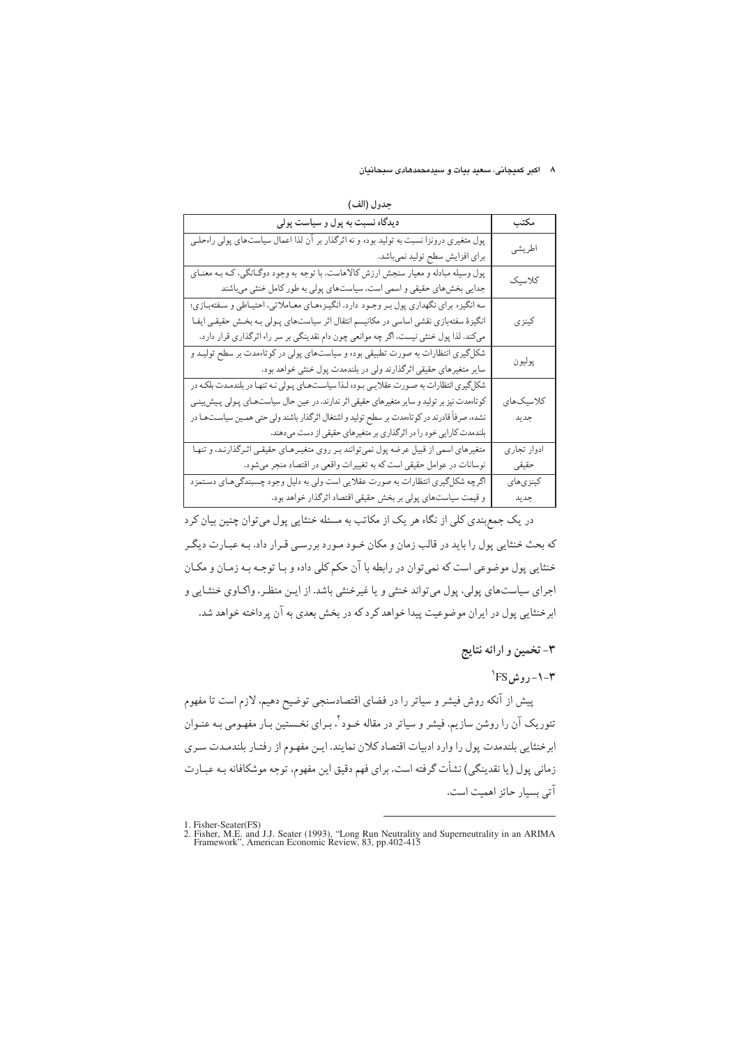جدول (الف)

| مکتب | دیدگاه نسبت به پول و سیاست پولی |
|---|---|
| اطریشی | پول متغیری درونزا نسبت به تولید بوده و نه اثرگذار بر آن لذا اعمال سیاست‌های پولی راه‌حلی برای افزایش سطح تولید نمی‌باشد. |
| کلاسیک | پول وسیله مبادله و معیار سنجش ارزش کالاهاست. با توجه به وجود دوگانگی، کـه بـه معنـای جدایی بخش‌های حقیقی و اسمی است، سیاست‌های پولی به طور کامل خنثی می‌باشند |
| کینزی | سه انگیزه برای نگهداری پول بـر وجـود دارد، انگیـزه‌هـای معـاملاتی، احتیـاطی و سـفته‌بـازی؛ انگیزهٔ سفته‌بازی نقشی اساسی در مکانیسم انتقال اثر سیاست‌های پـولی بـه بخـش حقیقـی ایفـا می‌کند. لذا پول خنثی نیست، اگر چه موانعی چون دام نقدینگی بر سر راه اثرگذاری قرار دارد. |
| پولیون | شکل‌گیری انتظارات به صورت تطبیقی بوده و سیاست‌های پولی در کوتاه‌مدت بر سطح تولیـد و سایر متغیرهای حقیقی اثرگذارند ولی در بلندمدت پول خنثی خواهد بود. |
| کلاسیک‌های جدید | شکل‌گیری انتظارات به صـورت عقلایـی بـوده لـذا سیاسـت‌هـای پـولی نـه تنهـا در بلندمـدت بلکـه در کوتاه‌مدت نیز بر تولید و سایر متغیرهای حقیقی اثر ندارند. در عین حال سیاسـت‌هـای پـولی پـیش‌بینـی نشده، صرفاً قادرند در کوتاه‌مدت بر سطح تولید و اشتغال اثرگذار باشند ولی حتی همـین سیاسـت‌هـا در بلندمدت کارایی خود را در اثرگذاری بر متغیرهای حقیقی از دست می‌دهند. |
| ادوار تجاری حقیقی | متغیرهای اسمی از قبیل عرضه پول نمی‌توانند بـر روی متغیـرهـای حقیقـی اثـرگذارنـد، و تنهـا نوسانات در عوامل حقیقی است که به تغییرات واقعی در اقتصاد منجر می‌شود. |
| کینزی‌های جدید | اگرچه شکل‌گیری انتظارات به صورت عقلایی است ولی به دلیل وجود چسبندگی‌هـای دسـتمزد و قیمت سیاست‌های پولی بر بخش حقیقی اقتصاد اثرگذار خواهد بود. |

در یک جمع‌بندی کلی از نگاه هر یک از مکاتب به مسئله خنثایی پول می‌توان چنین بیان کرد که بحث خنثایی پول را باید در قالب زمان و مکان خـود مـورد بررسـی قـرار داد. بـه عبـارت دیگـر خنثایی پول موضوعی است که نمی‌توان در رابطه با آن حکم کلی داده و بـا توجـه بـه زمـان و مکـان اجرای سیاست‌های پولی، پول می‌تواند خنثی و یا غیرخنثی باشد. از ایـن منظـر، واکـاوی خنثـایی و ابرخنثایی پول در ایران موضوعیت پیدا خواهد کرد که در بخش بعدی به آن پرداخته خواهد شد.

## ۳- تخمین و ارائه نتایج

### ۳-۱- روش FS[1]

پیش از آنکه روش فیشر و سیاتر را در فضای اقتصادسنجی توضیح دهیم، لازم است تا مفهوم تئوریک آن را روشن سازیم. فیشر و سیاتر در مقاله خـود[2]، بـرای نخسـتین بـار مفهـومی بـه عنـوان ابرخنثایی بلندمدت پول را وارد ادبیات اقتصاد کلان نمایند. ایـن مفهـوم از رفتـار بلندمـدت سـری زمانی پول (یا نقدینگی) نشأت گرفته است. برای فهم دقیق این مفهوم، توجه موشکافانه بـه عبـارت آتی بسیار حائز اهمیت است.

---

1. Fisher-Seater(FS)
2. Fisher, M.E. and J.J. Seater (1993), "Long Run Neutrality and Superneutrality in an ARIMA Framework", American Economic Review, 83, pp.402-415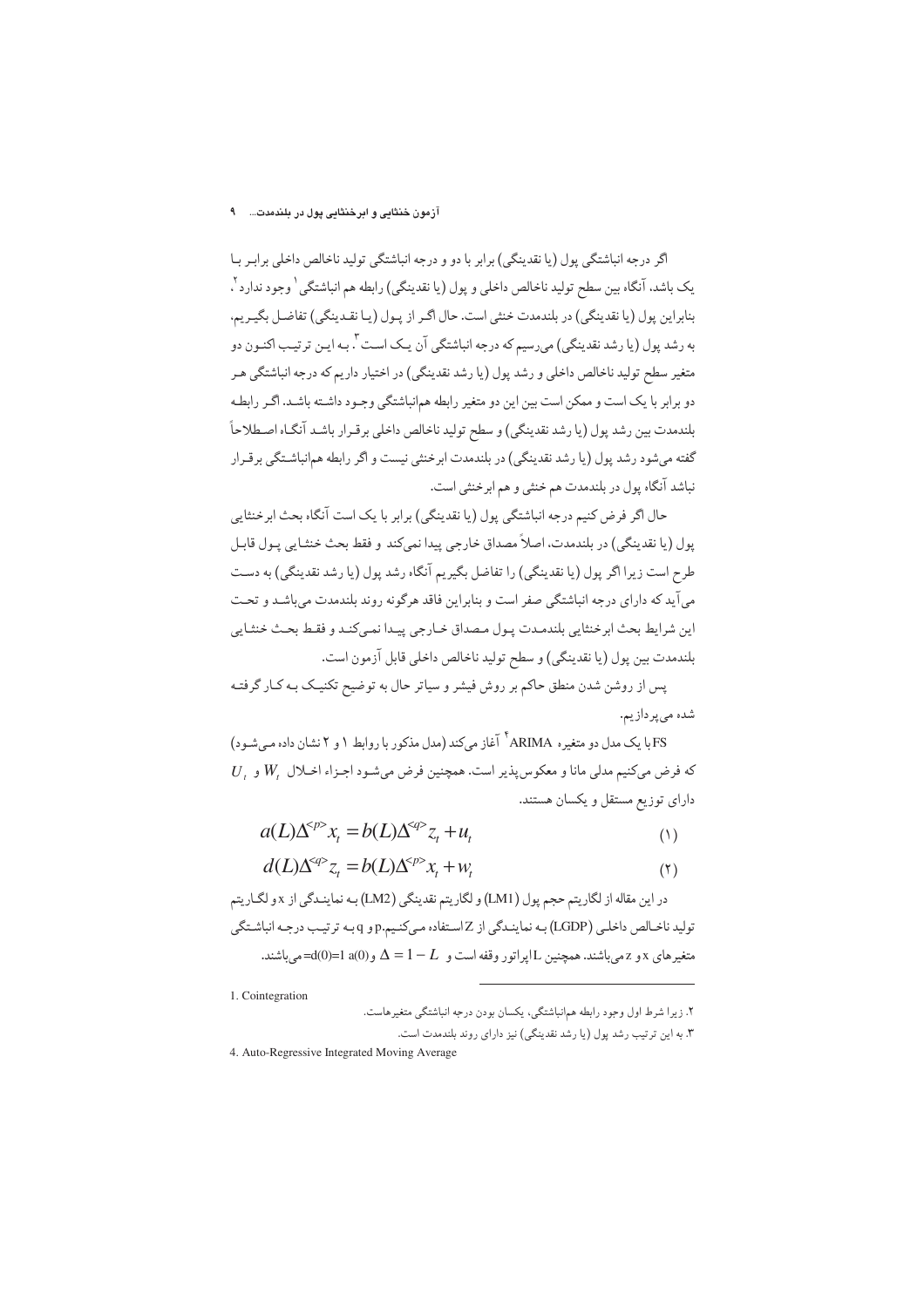اگر درجه انباشتگی پول (یا نقدینگی) برابر با دو و درجه انباشتگی تولید ناخالص داخلی برابـر بـا یک باشد، آنگاه بین سطح تولید ناخالص داخلی و پول (یا نقدینگی) رابطه هم انباشتگی[1] وجود ندارد[2]، بنابراین پول (یا نقدینگی) در بلندمدت خنثی است. حال اگـر از پـول (یـا نقـدینگی) تفاضـل بگیـریم، به رشد پول (یا رشد نقدینگی) می‌رسیم که درجه انباشتگی آن یـک اسـت[3]. بـه ایـن ترتیـب اکنـون دو متغیر سطح تولید ناخالص داخلی و رشد پول (یا رشد نقدینگی) در اختیار داریم که درجه انباشتگی هـر دو برابر با یک است و ممکن است بین این دو متغیر رابطه هم‌انباشتگی وجـود داشـته باشـد. اگـر رابطـه بلندمدت بین رشد پول (یا رشد نقدینگی) و سطح تولید ناخالص داخلی برقـرار باشـد آنگـاه اصـطلاحاً گفته می‌شود رشد پول (یا رشد نقدینگی) در بلندمدت ابرخنثی نیست و اگر رابطه هم‌انباشـتگی برقـرار نباشد آنگاه پول در بلندمدت هم خنثی و هم ابرخنثی است.

حال اگر فرض کنیم درجه انباشتگی پول (یا نقدینگی) برابر با یک است آنگاه بحث ابرخنثایی پول (یا نقدینگی) در بلندمدت، اصلاً مصداق خارجی پیدا نمی‌کند و فقط بحث خنثـایی پـول قابـل طرح است زیرا اگر پول (یا نقدینگی) را تفاضل بگیریم آنگاه رشد پول (یا رشد نقدینگی) به دسـت می‌آید که دارای درجه انباشتگی صفر است و بنابراین فاقد هرگونه روند بلندمدت می‌باشـد و تحـت این شرایط بحث ابرخنثایی بلندمـدت پـول مـصداق خـارجی پیـدا نمـی‌کنـد و فقـط بحـث خنثـایی بلندمدت بین پول (یا نقدینگی) و سطح تولید ناخالص داخلی قابل آزمون است.

پس از روشن شدن منطق حاکم بر روش فیشر و سیاتر حال به توضیح تکنیـک بـه کـار گرفتـه شده می‌پردازیم.

FS با یک مدل دو متغیره ARIMA[4] آغاز می‌کند (مدل مذکور با روابط ۱ و ۲ نشان داده مـی‌شـود) که فرض می‌کنیم مدلی مانا و معکوس‌پذیر است. همچنین فرض می‌شـود اجـزاء اخـلال $W_t$ و $U_t$ دارای توزیع مستقل و یکسان هستند.

$$a(L)\Delta^{<p>} x_t = b(L)\Delta^{<q>} z_t + u_t \qquad (۱)$$

$$d(L)\Delta^{<q>} z_t = b(L)\Delta^{<p>} x_t + w_t \qquad (۲)$$

در این مقاله از لگاریتم حجم پول (LM1) و لگاریتم نقدینگی (LM2) بـه نماینـدگی از x و لگـاریتم تولید ناخـالص داخلـی (LGDP) بـه نماینـدگی از Z اسـتفاده مـی‌کنـیم. p و q بـه ترتیـب درجـه انباشـتگی متغیرهای x و z می‌باشند. همچنین L اپراتور وقفه است و $\Delta = 1 - L$ و $a(0)=d(0)=1$ می‌باشند.

---

1. Cointegration

۲. زیرا شرط اول وجود رابطه هم‌انباشتگی، یکسان بودن درجه انباشتگی متغیرهاست.

۳. به این ترتیب رشد پول (یا رشد نقدینگی) نیز دارای روند بلندمدت است.

4. Auto-Regressive Integrated Moving Average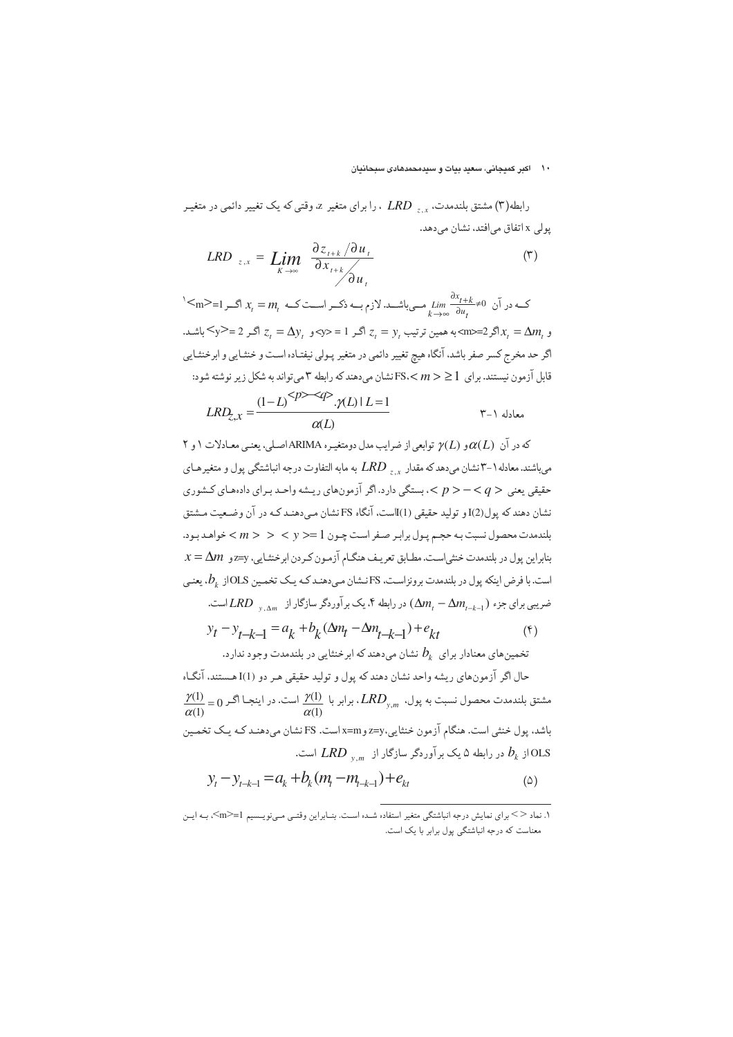رابطه(۳) مشتق بلندمدت، $LRD_{z,x}$ ، را برای متغیر z، وقتی که یک تغییر دائمی در متغیر پولی x اتفاق می‌افتد، نشان می‌دهد.

$$LRD_{z,x} = \lim_{K \to \infty} \frac{\partial z_{t+k} / \partial u_t}{\partial x_{t+k} / \partial u_t} \qquad (۳)$$

که در آن $\lim_{k \to \infty} \frac{\partial x_{t+k}}{\partial u_t} \neq 0$ می‌باشد. لازم به ذکر است که $x_t = m_t$ اگر $<m>=1$[1] و $x_t = \Delta m_t$ اگر $<m>=2$ به همین ترتیب $z_t = y_t$ اگر $<y>=1$ و $z_t = \Delta y_t$ اگر $<y>=2$ باشد. اگر حد مخرج کسر صفر باشد، آنگاه هیچ تغییر دائمی در متغیر پولی نیفتاده است و خنثایی و ابرخنثایی قابل آزمون نیستند. برای $<m> \geq 1$، FS نشان می‌دهند که رابطه ۳ می‌تواند به شکل زیر نوشته شود:

$$LRD_{z,x} = \frac{(1-L)^{<p>-<q>} \cdot \gamma(L) \mid L=1}{\alpha(L)} \qquad \text{معادله ۱-۳}$$

که در آن $\alpha(L)$ و $\gamma(L)$ توابعی از ضرایب مدل دومتغیره ARIMA اصلی، یعنی معادلات ۱ و ۲ می‌باشند. معادله ۱-۳ نشان می‌دهد که مقدار $LRD_{z,x}$ به مابه التفاوت درجه انباشتگی پول و متغیرهای حقیقی یعنی $<p>-<q>$، بستگی دارد. اگر آزمون‌های ریشه واحد برای داده‌های کشوری نشان دهند که پول I(2) و تولید حقیقی I(1) است، آنگاه FS نشان می‌دهند که در آن وضعیت مشتق بلندمدت محصول نسبت به حجم پول برابر صفر است چون $<y>=1 < <m>$ خواهد بود. بنابراین پول در بلندمدت خنثی است. مطابق تعریف هنگام آزمون کردن ابرخنثایی، z=y و $x = \Delta m$ است. با فرض اینکه پول در بلندمدت برونزاست، FS نشان می‌دهند که یک تخمین OLS از $b_k$، یعنی ضریبی برای جزء $(\Delta m_t - \Delta m_{t-k-1})$ در رابطه ۴، یک برآوردگر سازگار از $LRD_{y,\Delta m}$ است.

$$y_t - y_{t-k-1} = a_k + b_k(\Delta m_t - \Delta m_{t-k-1}) + e_{kt} \qquad (۴)$$

تخمین‌های معنادار برای $b_k$ نشان می‌دهند که ابرخنثایی در بلندمدت وجود ندارد.

حال اگر آزمون‌های ریشه واحد نشان دهند که پول و تولید حقیقی هر دو I(1) هستند، آنگاه مشتق بلندمدت محصول نسبت به پول، $LRD_{y,m}$، برابر با $\frac{\gamma(1)}{\alpha(1)}$ است. در اینجا اگر $\frac{\gamma(1)}{\alpha(1)} = 0$ باشد، پول خنثی است. هنگام آزمون خنثایی، z=y و x=m است. FS نشان می‌دهند که یک تخمین OLS از $b_k$ در رابطه ۵ یک برآوردگر سازگار از $LRD_{y,m}$ است.

$$y_t - y_{t-k-1} = a_k + b_k(m_t - m_{t-k-1}) + e_{kt} \qquad (۵)$$

---

۱. نماد $<>$ برای نمایش درجه انباشتگی متغیر استفاده شده است. بنابراین وقتی می‌نویسیم $<m>=1$، به این معناست که درجه انباشتگی پول برابر با یک است.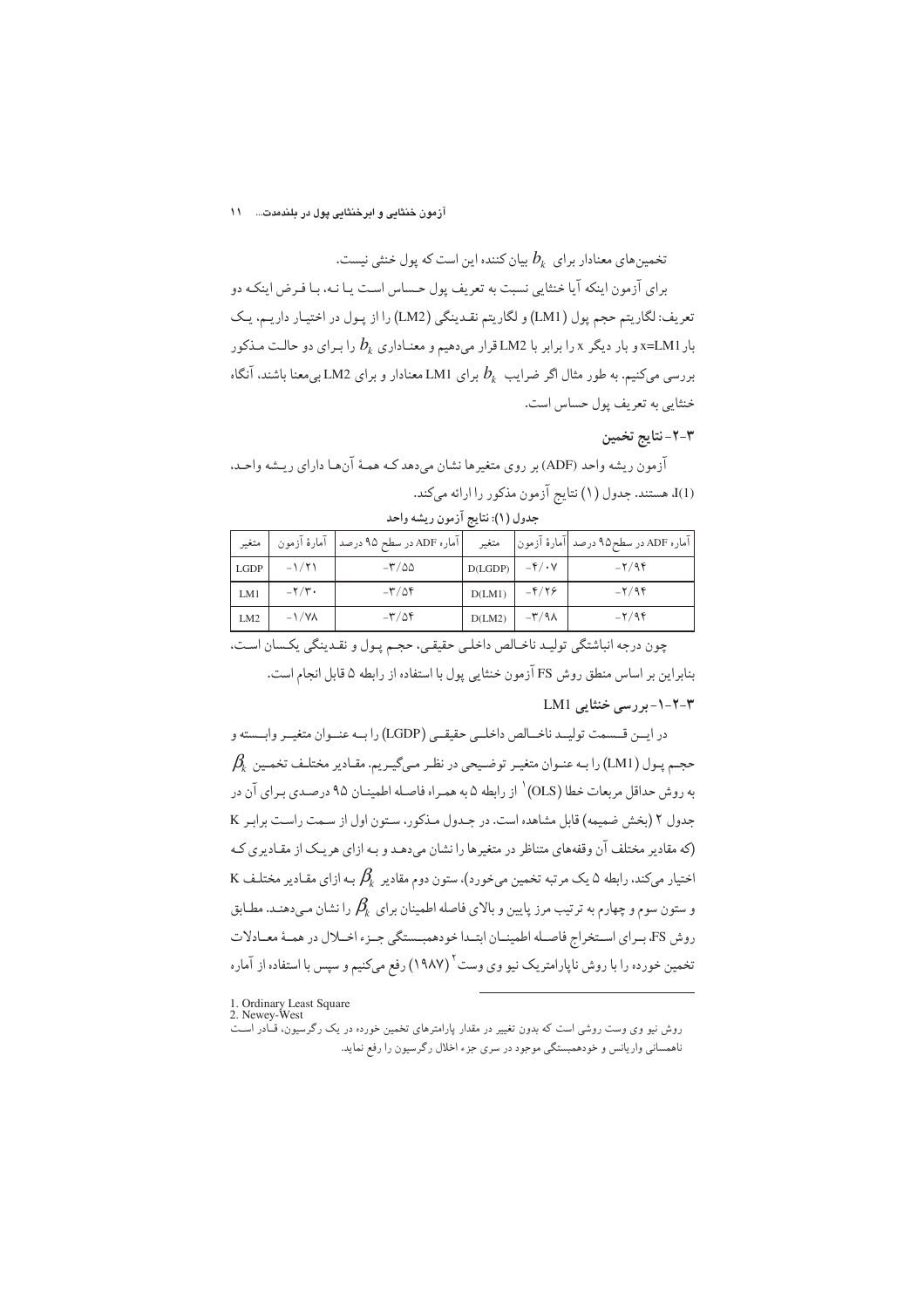تخمین‌های معنادار برای $b_k$ بیان کننده این است که پول خنثی نیست.

برای آزمون اینکه آیا خنثایی نسبت به تعریف پول حساس است یا نه، با فرض اینکه دو تعریف: لگاریتم حجم پول (LM1) و لگاریتم نقدینگی (LM2) را از پول در اختیار داریم، یک بار x=LM1 و بار دیگر x را برابر با LM2 قرار می‌دهیم و معناداری $b_k$ را برای دو حالت مذکور بررسی می‌کنیم. به طور مثال اگر ضرایب $b_k$ برای LM1 معنادار و برای LM2 بی‌معنا باشند، آنگاه خنثایی به تعریف پول حساس است.

## ۳-۲- نتایج تخمین

آزمون ریشه واحد (ADF) بر روی متغیرها نشان می‌دهد که همهٔ آنها دارای ریشه واحد، I(1)، هستند. جدول (۱) نتایج آزمون مذکور را ارائه می‌کند.

**جدول (۱): نتایج آزمون ریشه واحد**

| متغیر | آمارهٔ آزمون | آماره ADF در سطح ۹۵ درصد | متغیر | آمارهٔ آزمون | آماره ADF در سطح۹۵ درصد |
|---|---|---|---|---|---|
| LGDP | -۱/۲۱ | -۳/۵۵ | D(LGDP) | -۴/۰۷ | -۲/۹۴ |
| LM1 | -۲/۳۰ | -۳/۵۴ | D(LM1) | -۴/۲۶ | -۲/۹۴ |
| LM2 | -۱/۷۸ | -۳/۵۴ | D(LM2) | -۳/۹۸ | -۲/۹۴ |

چون درجه انباشتگی تولید ناخالص داخلی حقیقی، حجم پول و نقدینگی یکسان است، بنابراین بر اساس منطق روش FS آزمون خنثایی پول با استفاده از رابطه ۵ قابل انجام است.

### ۳-۲-۱- بررسی خنثایی LM1

در این قسمت تولید ناخالص داخلی حقیقی (LGDP) را به عنوان متغیر وابسته و حجم پول (LM1) را به عنوان متغیر توضیحی در نظر می‌گیریم. مقادیر مختلف تخمین $\beta_k$ به روش حداقل مربعات خطا (OLS)[1] از رابطه ۵ به همراه فاصله اطمینان ۹۵ درصدی برای آن در جدول ۲ (بخش ضمیمه) قابل مشاهده است. در جدول مذکور، ستون اول از سمت راست برابر K (که مقادیر مختلف آن وقفه‌های متناظر در متغیرها را نشان می‌دهد و به ازای هریک از مقادیری که اختیار می‌کند، رابطه ۵ یک مرتبه تخمین می‌خورد)، ستون دوم مقادیر $\beta_k$ به ازای مقادیر مختلف K و ستون سوم و چهارم به ترتیب مرز پایین و بالای فاصله اطمینان برای $\beta_k$ را نشان می‌دهند. مطابق روش FS، برای استخراج فاصله اطمینان ابتدا خودهمبستگی جزء اخلال در همهٔ معادلات تخمین خورده را با روش ناپارامتریک نیو وی وست[2] (۱۹۸۷) رفع می‌کنیم و سپس با استفاده از آماره

---

1. Ordinary Least Square
2. Newey-West

روش نیو وی وست روشی است که بدون تغییر در مقدار پارامترهای تخمین خورده در یک رگرسیون، قادر است ناهمسانی واریانس و خودهمبستگی موجود در سری جزء اخلال رگرسیون را رفع نماید.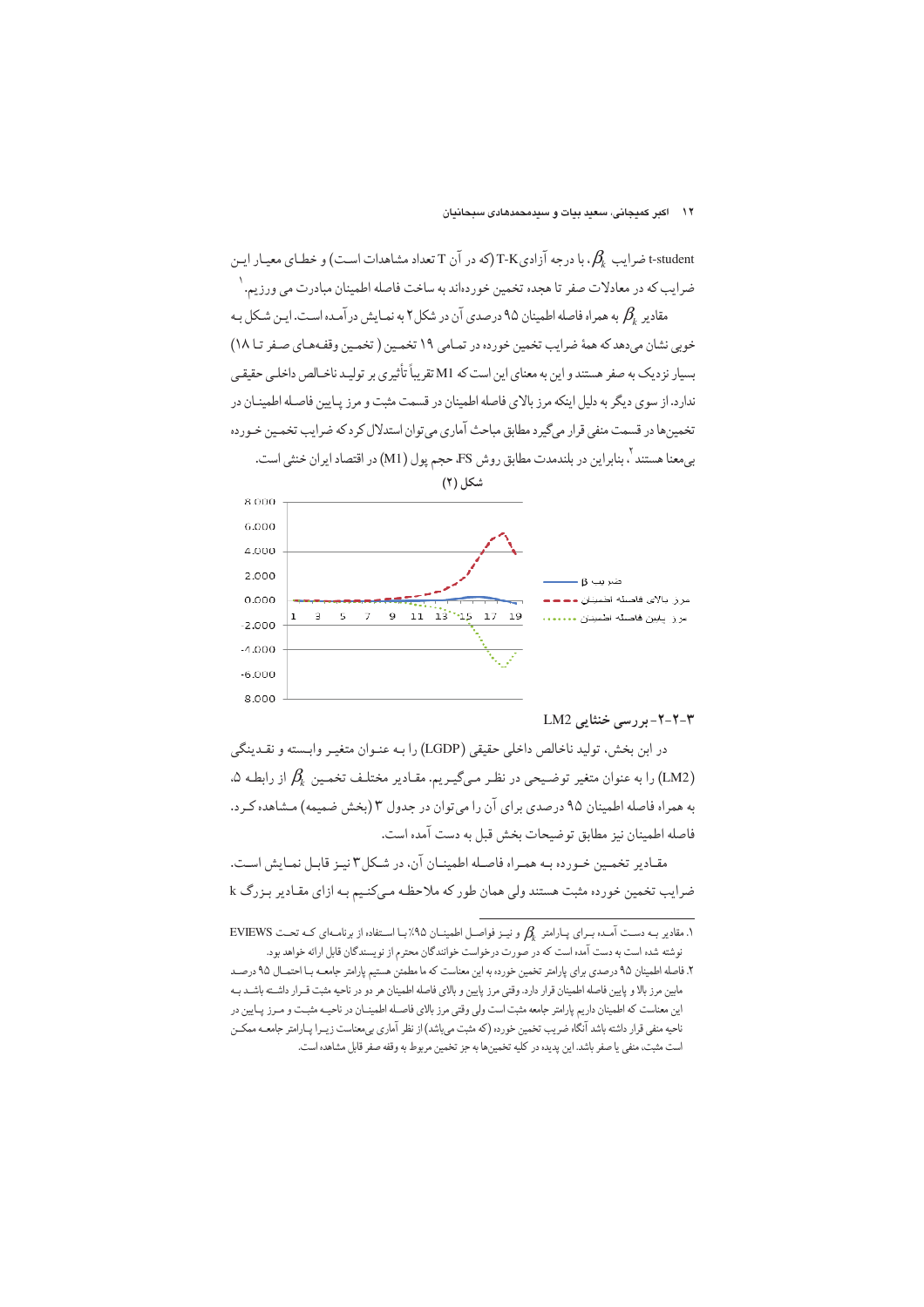t-student ضرایب $\beta_k$، با درجه آزادی T-K (که در آن T تعداد مشاهدات است) و خطای معیار این ضرایب که در معادلات صفر تا هجده تخمین خورده‌اند به ساخت فاصله اطمینان مبادرت می ورزیم.[1]

مقادیر $\beta_k$ به همراه فاصله اطمینان ۹۵ درصدی آن در شکل ۲ به نمایش درآمده است. این شکل به خوبی نشان می‌دهد که همهٔ ضرایب تخمین خورده در تمامی ۱۹ تخمین (تخمین وقفه‌های صفر تا ۱۸) بسیار نزدیک به صفر هستند و این به معنای این است که M1 تقریباً تأثیری بر تولید ناخالص داخلی حقیقی ندارد. از سوی دیگر به دلیل اینکه مرز بالای فاصله اطمینان در قسمت مثبت و مرز پایین فاصله اطمینان در تخمین‌ها در قسمت منفی قرار می‌گیرد مطابق مباحث آماری می‌توان استدلال کرد که ضرایب تخمین خورده بی‌معنا هستند[2]، بنابراین در بلندمدت مطابق روش FS، حجم پول (M1) در اقتصاد ایران خنثی است.

شکل (۲)

### ۳-۲-۲- بررسی خنثایی LM2

در این بخش، تولید ناخالص داخلی حقیقی (LGDP) را به عنوان متغیر وابسته و نقدینگی (LM2) را به عنوان متغیر توضیحی در نظر می‌گیریم. مقادیر مختلف تخمین $\beta_k$ از رابطه ۵، به همراه فاصله اطمینان ۹۵ درصدی برای آن را می‌توان در جدول ۳ (بخش ضمیمه) مشاهده کرد. فاصله اطمینان نیز مطابق توضیحات بخش قبل به دست آمده است.

مقادیر تخمین خورده به همراه فاصله اطمینان آن، در شکل ۳ نیز قابل نمایش است. ضرایب تخمین خورده مثبت هستند ولی همان طور که ملاحظه می‌کنیم به ازای مقادیر بزرگ k

---

۱. مقادیر به دست آمده برای پارامتر $\beta_k$ و نیز فواصل اطمینان ۹۵٪ با استفاده از برنامه‌ای که تحت EVIEWS نوشته شده است به دست آمده است که در صورت درخواست خوانندگان محترم از نویسندگان قابل ارائه خواهد بود.

۲. فاصله اطمینان ۹۵ درصدی برای پارامتر تخمین خورده به این معناست که ما مطمئن هستیم پارامتر جامعه با احتمال ۹۵ درصد مابین مرز بالا و پایین فاصله اطمینان قرار دارد. وقتی مرز پایین و بالای فاصله اطمینان هر دو در ناحیه مثبت قرار داشته باشد به این معناست که اطمینان داریم پارامتر جامعه مثبت است ولی وقتی مرز بالای فاصله اطمینان در ناحیه مثبت و مرز پایین در ناحیه منفی قرار داشته باشد آنگاه ضریب تخمین خورده (که مثبت می‌باشد) از نظر آماری بی‌معناست زیرا پارامتر جامعه ممکن است مثبت، منفی یا صفر باشد. این پدیده در کلیه تخمین‌ها به جز تخمین مربوط به وقفه صفر قابل مشاهده است.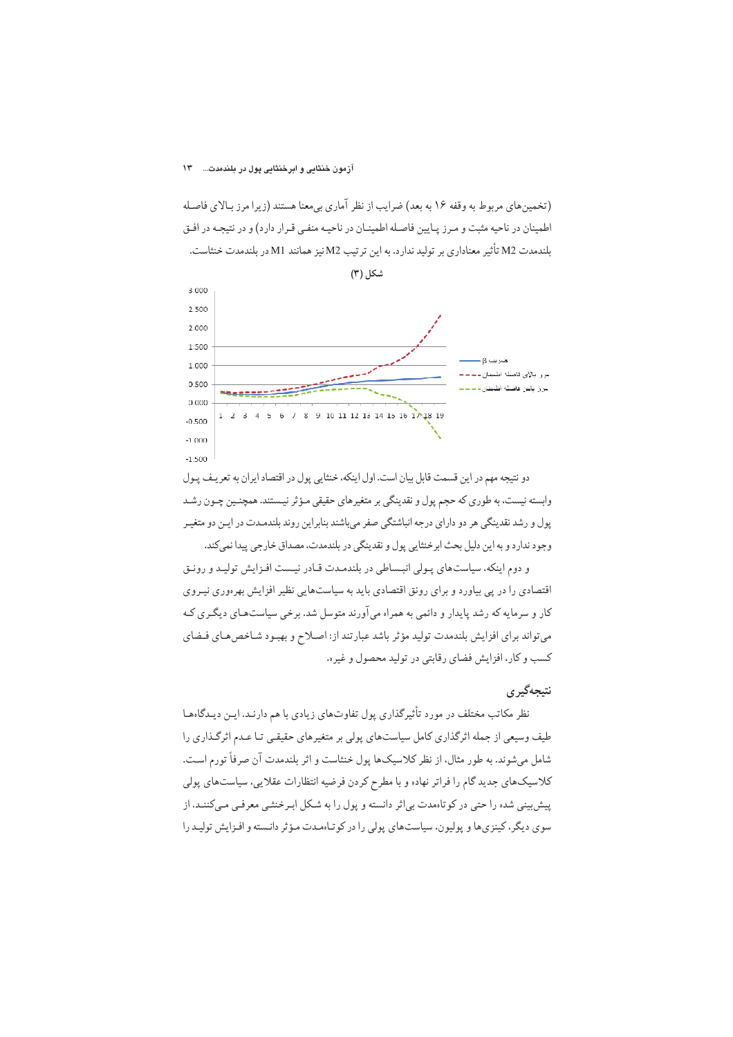(تخمین‌های مربوط به وقفه ۱۶ به بعد) ضرایب از نظر آماری بی‌معنا هستند (زیرا مرز بالای فاصله اطمینان در ناحیه مثبت و مرز پایین فاصله اطمینان در ناحیه منفی قرار دارد) و در نتیجه در افق بلندمدت M2 تأثیر معناداری بر تولید ندارد. به این ترتیب M2 نیز همانند M1 در بلندمدت خنثاست.

**شکل (۳)**

دو نتیجه مهم در این قسمت قابل بیان است. اول اینکه، خنثایی پول در اقتصاد ایران به تعریف پول وابسته نیست، به طوری که حجم پول و نقدینگی بر متغیرهای حقیقی مؤثر نیستند. همچنین چون رشد پول و رشد نقدینگی هر دو دارای درجه انباشتگی صفر می‌باشند بنابراین روند بلندمدت در این دو متغیر وجود ندارد و به این دلیل بحث ابرخنثایی پول و نقدینگی در بلندمدت، مصداق خارجی پیدا نمی‌کند.

و دوم اینکه، سیاست‌های پولی انبساطی در بلندمدت قادر نیست افزایش تولید و رونق اقتصادی را در پی بیاورد و برای رونق اقتصادی باید به سیاست‌هایی نظیر افزایش بهره‌وری نیروی کار و سرمایه که رشد پایدار و دائمی به همراه می‌آورند متوسل شد. برخی سیاست‌های دیگری که می‌تواند برای افزایش بلندمدت تولید مؤثر باشد عبارتند از: اصلاح و بهبود شاخص‌های فضای کسب و کار، افزایش فضای رقابتی در تولید محصول و غیره.

## نتیجه‌گیری

نظر مکاتب مختلف در مورد تأثیرگذاری پول تفاوت‌های زیادی با هم دارند. این دیدگاه‌ها طیف وسیعی از جمله اثرگذاری کامل سیاست‌های پولی بر متغیرهای حقیقی تا عدم اثرگذاری را شامل می‌شوند. به طور مثال، از نظر کلاسیک‌ها پول خنثاست و اثر بلندمدت آن صرفاً تورم است. کلاسیک‌های جدید گام را فراتر نهاده و با مطرح کردن فرضیه انتظارات عقلایی، سیاست‌های پولی پیش‌بینی شده را حتی در کوتاه‌مدت بی‌اثر دانسته و پول را به شکل ابرخنثی معرفی می‌کنند. از سوی دیگر، کینزی‌ها و پولیون، سیاست‌های پولی را در کوتاه‌مدت مؤثر دانسته و افزایش تولید را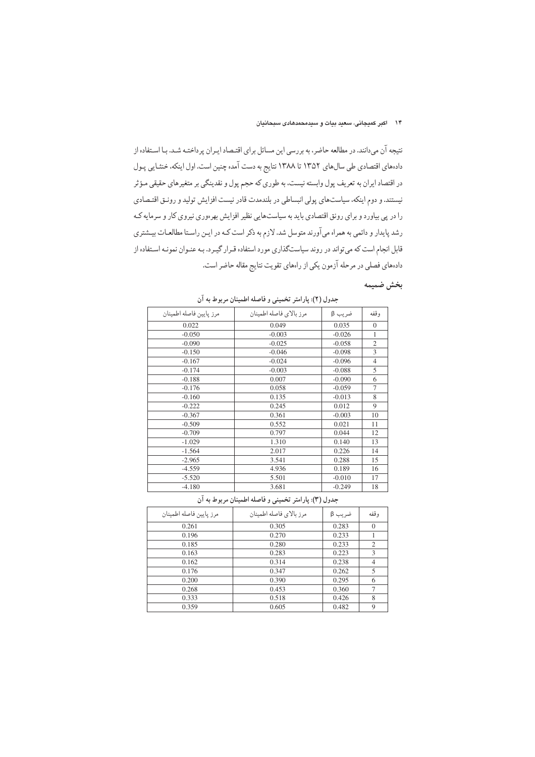نتیجه آن می‌دانند. در مطالعه حاضر، به بررسی این مسائل برای اقتصاد ایران پرداخته شد. با استفاده از داده‌های اقتصادی طی سال‌های ۱۳۵۲ تا ۱۳۸۸ نتایج به دست آمده چنین است. اول اینکه، خنثایی پول در اقتصاد ایران به تعریف پول وابسته نیست، به طوری که حجم پول و نقدینگی بر متغیرهای حقیقی مؤثر نیستند. و دوم اینکه، سیاست‌های پولی انبساطی در بلندمدت قادر نیست افزایش تولید و رونق اقتصادی را در پی بیاورد و برای رونق اقتصادی باید به سیاست‌هایی نظیر افزایش بهره‌وری نیروی کار و سرمایه که رشد پایدار و دائمی به همراه می‌آورند متوسل شد. لازم به ذکر است که در این راستا مطالعات بیشتری قابل انجام است که می‌تواند در روند سیاست‌گذاری مورد استفاده قرار گیرد. به عنوان نمونه استفاده از داده‌های فصلی در مرحله آزمون یکی از راه‌های تقویت نتایج مقاله حاضر است.

## بخش ضمیمه

**جدول (۲): پارامتر تخمینی و فاصله اطمینان مربوط به آن**

| وقفه | ضریب β | مرز بالای فاصله اطمینان | مرز پایین فاصله اطمینان |
|---|---|---|---|
| 0 | 0.035 | 0.049 | 0.022 |
| 1 | -0.026 | -0.003 | -0.050 |
| 2 | -0.058 | -0.025 | -0.090 |
| 3 | -0.098 | -0.046 | -0.150 |
| 4 | -0.096 | -0.024 | -0.167 |
| 5 | -0.088 | -0.003 | -0.174 |
| 6 | -0.090 | 0.007 | -0.188 |
| 7 | -0.059 | 0.058 | -0.176 |
| 8 | -0.013 | 0.135 | -0.160 |
| 9 | 0.012 | 0.245 | -0.222 |
| 10 | -0.003 | 0.361 | -0.367 |
| 11 | 0.021 | 0.552 | -0.509 |
| 12 | 0.044 | 0.797 | -0.709 |
| 13 | 0.140 | 1.310 | -1.029 |
| 14 | 0.226 | 2.017 | -1.564 |
| 15 | 0.288 | 3.541 | -2.965 |
| 16 | 0.189 | 4.936 | -4.559 |
| 17 | -0.010 | 5.501 | -5.520 |
| 18 | -0.249 | 3.681 | -4.180 |

**جدول (۳): پارامتر تخمینی و فاصله اطمینان مربوط به آن**

| وقفه | ضریب β | مرز بالای فاصله اطمینان | مرز پایین فاصله اطمینان |
|---|---|---|---|
| 0 | 0.283 | 0.305 | 0.261 |
| 1 | 0.233 | 0.270 | 0.196 |
| 2 | 0.233 | 0.280 | 0.185 |
| 3 | 0.223 | 0.283 | 0.163 |
| 4 | 0.238 | 0.314 | 0.162 |
| 5 | 0.262 | 0.347 | 0.176 |
| 6 | 0.295 | 0.390 | 0.200 |
| 7 | 0.360 | 0.453 | 0.268 |
| 8 | 0.426 | 0.518 | 0.333 |
| 9 | 0.482 | 0.605 | 0.359 |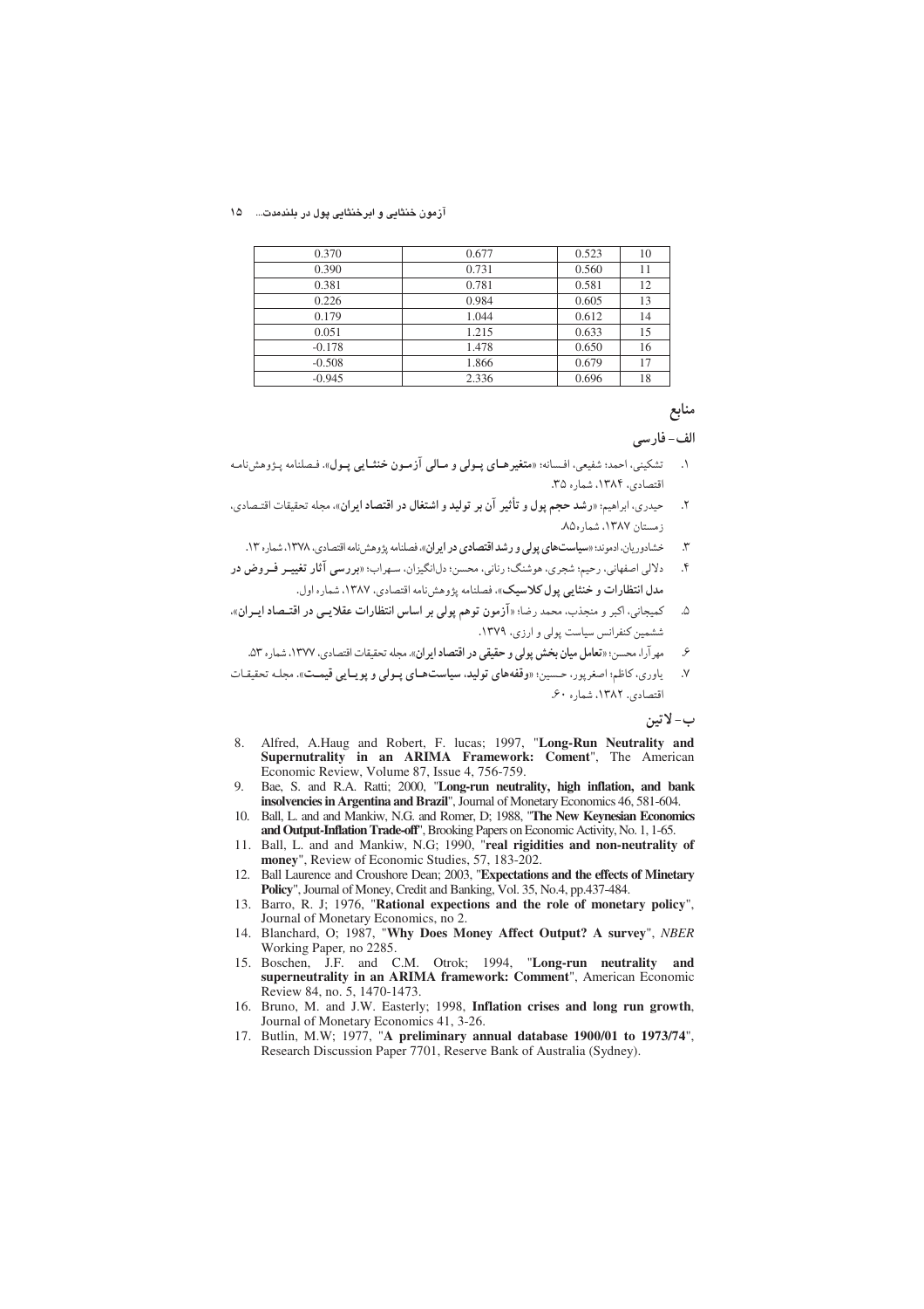| 0.370 | 0.677 | 0.523 | 10 |
|---|---|---|---|
| 0.390 | 0.731 | 0.560 | 11 |
| 0.381 | 0.781 | 0.581 | 12 |
| 0.226 | 0.984 | 0.605 | 13 |
| 0.179 | 1.044 | 0.612 | 14 |
| 0.051 | 1.215 | 0.633 | 15 |
| -0.178 | 1.478 | 0.650 | 16 |
| -0.508 | 1.866 | 0.679 | 17 |
| -0.945 | 2.336 | 0.696 | 18 |

## منابع

### الف- فارسی

۱. تشکینی، احمد؛ شفیعی، افسانه؛ «**متغیرهای پولی و مالی آزمون خنثایی پول**». فصلنامه پژوهش‌نامه اقتصادی، ۱۳۸۴، شماره ۳۵.
۲. حیدری، ابراهیم؛ «**رشد حجم پول و تأثیر آن بر تولید و اشتغال در اقتصاد ایران**». مجله تحقیقات اقتصادی، زمستان ۱۳۸۷، شماره۸۵.
۳. خشادوریان، ادموند؛ «**سیاست‌های پولی و رشد اقتصادی در ایران**». فصلنامه پژوهش‌نامه اقتصادی، ۱۳۷۸، شماره ۱۳.
۴. دلالی اصفهانی، رحیم؛ شجری، هوشنگ؛ رنانی، محسن؛ دل‌انگیزان، سهراب؛ «**بررسی آثار تغییر فروض در مدل انتظارات و خنثایی پول کلاسیک**». فصلنامه پژوهش‌نامه اقتصادی، ۱۳۸۷، شماره اول.
۵. کمیجانی، اکبر و منجذب، محمد رضا؛ «**آزمون توهم پولی بر اساس انتظارات عقلایی در اقتصاد ایران**». ششمین کنفرانس سیاست پولی و ارزی، ۱۳۷۹.
۶. مهرآرا، محسن؛ «**تعامل میان بخش پولی و حقیقی در اقتصاد ایران**». مجله تحقیقات اقتصادی، ۱۳۷۷، شماره ۵۳.
۷. یاوری، کاظم؛ اصغرپور، حسین؛ «**وقفه‌های تولید، سیاست‌های پولی و پویایی قیمت**». مجله تحقیقات اقتصادی، ۱۳۸۲، شماره ۶۰.

### ب- لاتین

8. Alfred, A.Haug and Robert, F. lucas; 1997, "**Long-Run Neutrality and Supernutrality in an ARIMA Framework: Coment**", The American Economic Review, Volume 87, Issue 4, 756-759.
9. Bae, S. and R.A. Ratti; 2000, "**Long-run neutrality, high inflation, and bank insolvencies in Argentina and Brazil**", Journal of Monetary Economics 46, 581-604.
10. Ball, L. and and Mankiw, N.G. and Romer, D; 1988, "**The New Keynesian Economics and Output-Inflation Trade-off**", Brooking Papers on Economic Activity, No. 1, 1-65.
11. Ball, L. and and Mankiw, N.G; 1990, "**real rigidities and non-neutrality of money**", Review of Economic Studies, 57, 183-202.
12. Ball Laurence and Croushore Dean; 2003, "**Expectations and the effects of Minetary Policy**", Journal of Money, Credit and Banking, Vol. 35, No.4, pp.437-484.
13. Barro, R. J; 1976, "**Rational expections and the role of monetary policy**", Journal of Monetary Economics, no 2.
14. Blanchard, O; 1987, "**Why Does Money Affect Output? A survey**", *NBER* Working Paper, no 2285.
15. Boschen, J.F. and C.M. Otrok; 1994, "**Long-run neutrality and superneutrality in an ARIMA framework: Comment**", American Economic Review 84, no. 5, 1470-1473.
16. Bruno, M. and J.W. Easterly; 1998, **Inflation crises and long run growth**, Journal of Monetary Economics 41, 3-26.
17. Butlin, M.W; 1977, "**A preliminary annual database 1900/01 to 1973/74**", Research Discussion Paper 7701, Reserve Bank of Australia (Sydney).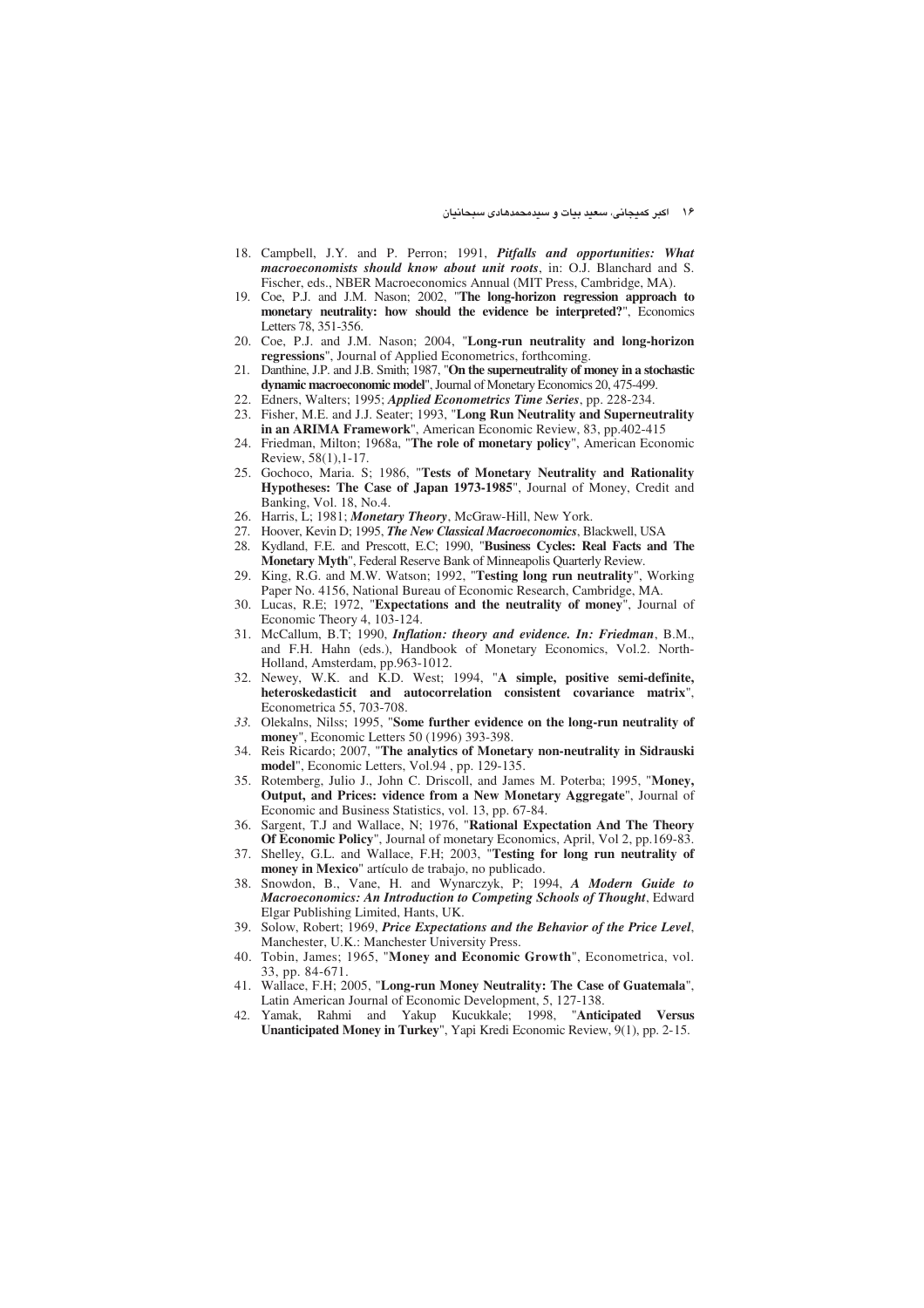18. Campbell, J.Y. and P. Perron; 1991, ***Pitfalls and opportunities: What macroeconomists should know about unit roots***, in: O.J. Blanchard and S. Fischer, eds., NBER Macroeconomics Annual (MIT Press, Cambridge, MA).
19. Coe, P.J. and J.M. Nason; 2002, "**The long-horizon regression approach to monetary neutrality: how should the evidence be interpreted?**", Economics Letters 78, 351-356.
20. Coe, P.J. and J.M. Nason; 2004, "**Long-run neutrality and long-horizon regressions**", Journal of Applied Econometrics, forthcoming.
21. Danthine, J.P. and J.B. Smith; 1987, "**On the superneutrality of money in a stochastic dynamic macroeconomic model**", Journal of Monetary Economics 20, 475-499.
22. Edners, Walters; 1995; ***Applied Econometrics Time Series***, pp. 228-234.
23. Fisher, M.E. and J.J. Seater; 1993, "**Long Run Neutrality and Superneutrality in an ARIMA Framework**", American Economic Review, 83, pp.402-415
24. Friedman, Milton; 1968a, "**The role of monetary policy**", American Economic Review, 58(1),1-17.
25. Gochoco, Maria. S; 1986, "**Tests of Monetary Neutrality and Rationality Hypotheses: The Case of Japan 1973-1985**", Journal of Money, Credit and Banking, Vol. 18, No.4.
26. Harris, L; 1981; ***Monetary Theory***, McGraw-Hill, New York.
27. Hoover, Kevin D; 1995, ***The New Classical Macroeconomics***, Blackwell, USA
28. Kydland, F.E. and Prescott, E.C; 1990, "**Business Cycles: Real Facts and The Monetary Myth**", Federal Reserve Bank of Minneapolis Quarterly Review.
29. King, R.G. and M.W. Watson; 1992, "**Testing long run neutrality**", Working Paper No. 4156, National Bureau of Economic Research, Cambridge, MA.
30. Lucas, R.E; 1972, "**Expectations and the neutrality of money**", Journal of Economic Theory 4, 103-124.
31. McCallum, B.T; 1990, ***Inflation: theory and evidence. In: Friedman***, B.M., and F.H. Hahn (eds.), Handbook of Monetary Economics, Vol.2. North-Holland, Amsterdam, pp.963-1012.
32. Newey, W.K. and K.D. West; 1994, "**A simple, positive semi-definite, heteroskedasticit and autocorrelation consistent covariance matrix**", Econometrica 55, 703-708.
33. Olekalns, Nilss; 1995, "**Some further evidence on the long-run neutrality of money**", Economic Letters 50 (1996) 393-398.
34. Reis Ricardo; 2007, "**The analytics of Monetary non-neutrality in Sidrauski model**", Economic Letters, Vol.94 , pp. 129-135.
35. Rotemberg, Julio J., John C. Driscoll, and James M. Poterba; 1995, "**Money, Output, and Prices: vidence from a New Monetary Aggregate**", Journal of Economic and Business Statistics, vol. 13, pp. 67-84.
36. Sargent, T.J and Wallace, N; 1976, "**Rational Expectation And The Theory Of Economic Policy**", Journal of monetary Economics, April, Vol 2, pp.169-83.
37. Shelley, G.L. and Wallace, F.H; 2003, "**Testing for long run neutrality of money in Mexico**" artículo de trabajo, no publicado.
38. Snowdon, B., Vane, H. and Wynarczyk, P; 1994, ***A Modern Guide to Macroeconomics: An Introduction to Competing Schools of Thought***, Edward Elgar Publishing Limited, Hants, UK.
39. Solow, Robert; 1969, ***Price Expectations and the Behavior of the Price Level***, Manchester, U.K.: Manchester University Press.
40. Tobin, James; 1965, "**Money and Economic Growth**", Econometrica, vol. 33, pp. 84-671.
41. Wallace, F.H; 2005, "**Long-run Money Neutrality: The Case of Guatemala**", Latin American Journal of Economic Development, 5, 127-138.
42. Yamak, Rahmi and Yakup Kucukkale; 1998, "**Anticipated Versus Unanticipated Money in Turkey**", Yapi Kredi Economic Review, 9(1), pp. 2-15.